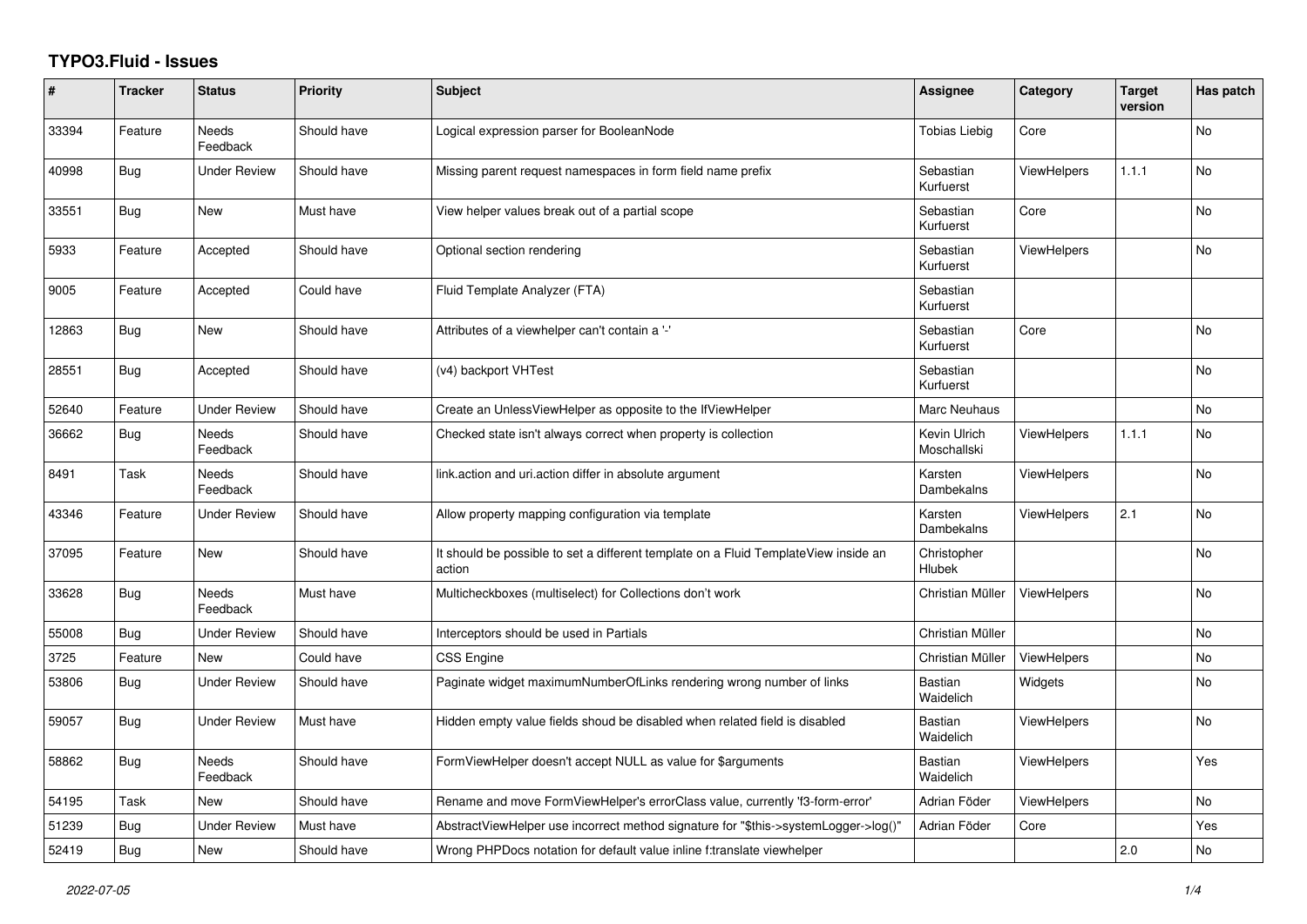# TYPO3.Fluid - Issues

| # | Tracker | Status | Priority | Subject | Assignee | Category | Target version | Has patch |
|---|---|---|---|---|---|---|---|---|
| 33394 | Feature | Needs Feedback | Should have | Logical expression parser for BooleanNode | Tobias Liebig | Core | | No |
| 40998 | Bug | Under Review | Should have | Missing parent request namespaces in form field name prefix | Sebastian Kurfuerst | ViewHelpers | 1.1.1 | No |
| 33551 | Bug | New | Must have | View helper values break out of a partial scope | Sebastian Kurfuerst | Core | | No |
| 5933 | Feature | Accepted | Should have | Optional section rendering | Sebastian Kurfuerst | ViewHelpers | | No |
| 9005 | Feature | Accepted | Could have | Fluid Template Analyzer (FTA) | Sebastian Kurfuerst | | | |
| 12863 | Bug | New | Should have | Attributes of a viewhelper can't contain a '-' | Sebastian Kurfuerst | Core | | No |
| 28551 | Bug | Accepted | Should have | (v4) backport VHTest | Sebastian Kurfuerst | | | No |
| 52640 | Feature | Under Review | Should have | Create an UnlessViewHelper as opposite to the IfViewHelper | Marc Neuhaus | | | No |
| 36662 | Bug | Needs Feedback | Should have | Checked state isn't always correct when property is collection | Kevin Ulrich Moschallski | ViewHelpers | 1.1.1 | No |
| 8491 | Task | Needs Feedback | Should have | link.action and uri.action differ in absolute argument | Karsten Dambekalns | ViewHelpers | | No |
| 43346 | Feature | Under Review | Should have | Allow property mapping configuration via template | Karsten Dambekalns | ViewHelpers | 2.1 | No |
| 37095 | Feature | New | Should have | It should be possible to set a different template on a Fluid TemplateView inside an action | Christopher Hlubek | | | No |
| 33628 | Bug | Needs Feedback | Must have | Multicheckboxes (multiselect) for Collections don't work | Christian Müller | ViewHelpers | | No |
| 55008 | Bug | Under Review | Should have | Interceptors should be used in Partials | Christian Müller | | | No |
| 3725 | Feature | New | Could have | CSS Engine | Christian Müller | ViewHelpers | | No |
| 53806 | Bug | Under Review | Should have | Paginate widget maximumNumberOfLinks rendering wrong number of links | Bastian Waidelich | Widgets | | No |
| 59057 | Bug | Under Review | Must have | Hidden empty value fields shoud be disabled when related field is disabled | Bastian Waidelich | ViewHelpers | | No |
| 58862 | Bug | Needs Feedback | Should have | FormViewHelper doesn't accept NULL as value for $arguments | Bastian Waidelich | ViewHelpers | | Yes |
| 54195 | Task | New | Should have | Rename and move FormViewHelper's errorClass value, currently 'f3-form-error' | Adrian Föder | ViewHelpers | | No |
| 51239 | Bug | Under Review | Must have | AbstractViewHelper use incorrect method signature for "$this->systemLogger->log()" | Adrian Föder | Core | | Yes |
| 52419 | Bug | New | Should have | Wrong PHPDocs notation for default value inline f:translate viewhelper | | | 2.0 | No |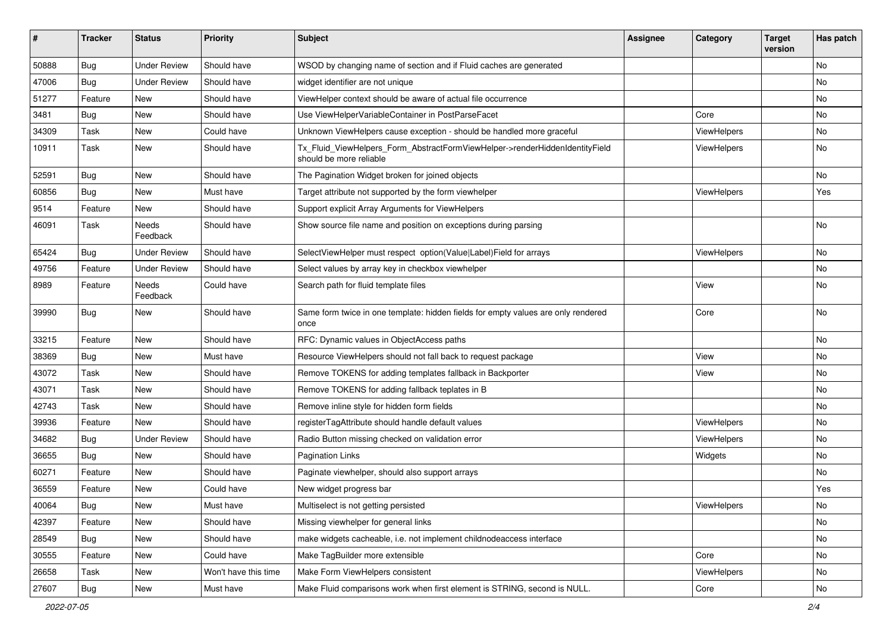| # | Tracker | Status | Priority | Subject | Assignee | Category | Target version | Has patch |
|---|---|---|---|---|---|---|---|---|
| 50888 | Bug | Under Review | Should have | WSOD by changing name of section and if Fluid caches are generated | | | | No |
| 47006 | Bug | Under Review | Should have | widget identifier are not unique | | | | No |
| 51277 | Feature | New | Should have | ViewHelper context should be aware of actual file occurrence | | | | No |
| 3481 | Bug | New | Should have | Use ViewHelperVariableContainer in PostParseFacet | | Core | | No |
| 34309 | Task | New | Could have | Unknown ViewHelpers cause exception - should be handled more graceful | | ViewHelpers | | No |
| 10911 | Task | New | Should have | Tx_Fluid_ViewHelpers_Form_AbstractFormViewHelper->renderHiddenIdentityField should be more reliable | | ViewHelpers | | No |
| 52591 | Bug | New | Should have | The Pagination Widget broken for joined objects | | | | No |
| 60856 | Bug | New | Must have | Target attribute not supported by the form viewhelper | | ViewHelpers | | Yes |
| 9514 | Feature | New | Should have | Support explicit Array Arguments for ViewHelpers | | | | |
| 46091 | Task | Needs Feedback | Should have | Show source file name and position on exceptions during parsing | | | | No |
| 65424 | Bug | Under Review | Should have | SelectViewHelper must respect option(Value\|Label)Field for arrays | | ViewHelpers | | No |
| 49756 | Feature | Under Review | Should have | Select values by array key in checkbox viewhelper | | | | No |
| 8989 | Feature | Needs Feedback | Could have | Search path for fluid template files | | View | | No |
| 39990 | Bug | New | Should have | Same form twice in one template: hidden fields for empty values are only rendered once | | Core | | No |
| 33215 | Feature | New | Should have | RFC: Dynamic values in ObjectAccess paths | | | | No |
| 38369 | Bug | New | Must have | Resource ViewHelpers should not fall back to request package | | View | | No |
| 43072 | Task | New | Should have | Remove TOKENS for adding templates fallback in Backporter | | View | | No |
| 43071 | Task | New | Should have | Remove TOKENS for adding fallback teplates in B | | | | No |
| 42743 | Task | New | Should have | Remove inline style for hidden form fields | | | | No |
| 39936 | Feature | New | Should have | registerTagAttribute should handle default values | | ViewHelpers | | No |
| 34682 | Bug | Under Review | Should have | Radio Button missing checked on validation error | | ViewHelpers | | No |
| 36655 | Bug | New | Should have | Pagination Links | | Widgets | | No |
| 60271 | Feature | New | Should have | Paginate viewhelper, should also support arrays | | | | No |
| 36559 | Feature | New | Could have | New widget progress bar | | | | Yes |
| 40064 | Bug | New | Must have | Multiselect is not getting persisted | | ViewHelpers | | No |
| 42397 | Feature | New | Should have | Missing viewhelper for general links | | | | No |
| 28549 | Bug | New | Should have | make widgets cacheable, i.e. not implement childnodeaccess interface | | | | No |
| 30555 | Feature | New | Could have | Make TagBuilder more extensible | | Core | | No |
| 26658 | Task | New | Won't have this time | Make Form ViewHelpers consistent | | ViewHelpers | | No |
| 27607 | Bug | New | Must have | Make Fluid comparisons work when first element is STRING, second is NULL. | | Core | | No |

2022-07-05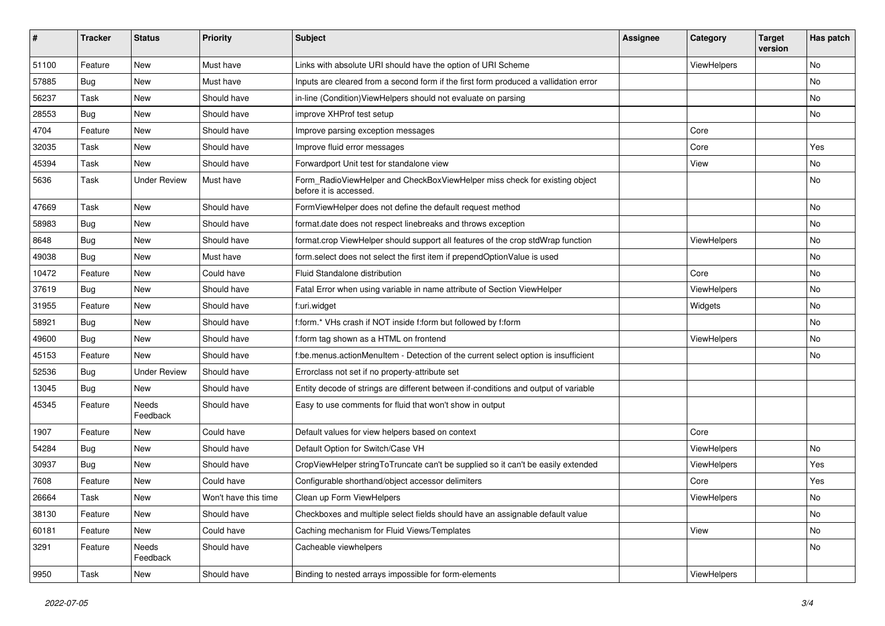| # | Tracker | Status | Priority | Subject | Assignee | Category | Target version | Has patch |
|---|---|---|---|---|---|---|---|---|
| 51100 | Feature | New | Must have | Links with absolute URI should have the option of URI Scheme | | ViewHelpers | | No |
| 57885 | Bug | New | Must have | Inputs are cleared from a second form if the first form produced a vallidation error | | | | No |
| 56237 | Task | New | Should have | in-line (Condition)ViewHelpers should not evaluate on parsing | | | | No |
| 28553 | Bug | New | Should have | improve XHProf test setup | | | | No |
| 4704 | Feature | New | Should have | Improve parsing exception messages | | Core | | |
| 32035 | Task | New | Should have | Improve fluid error messages | | Core | | Yes |
| 45394 | Task | New | Should have | Forwardport Unit test for standalone view | | View | | No |
| 5636 | Task | Under Review | Must have | Form_RadioViewHelper and CheckBoxViewHelper miss check for existing object before it is accessed. | | | | No |
| 47669 | Task | New | Should have | FormViewHelper does not define the default request method | | | | No |
| 58983 | Bug | New | Should have | format.date does not respect linebreaks and throws exception | | | | No |
| 8648 | Bug | New | Should have | format.crop ViewHelper should support all features of the crop stdWrap function | | ViewHelpers | | No |
| 49038 | Bug | New | Must have | form.select does not select the first item if prependOptionValue is used | | | | No |
| 10472 | Feature | New | Could have | Fluid Standalone distribution | | Core | | No |
| 37619 | Bug | New | Should have | Fatal Error when using variable in name attribute of Section ViewHelper | | ViewHelpers | | No |
| 31955 | Feature | New | Should have | f:uri.widget | | Widgets | | No |
| 58921 | Bug | New | Should have | f:form.* VHs crash if NOT inside f:form but followed by f:form | | | | No |
| 49600 | Bug | New | Should have | f:form tag shown as a HTML on frontend | | ViewHelpers | | No |
| 45153 | Feature | New | Should have | f:be.menus.actionMenuItem - Detection of the current select option is insufficient | | | | No |
| 52536 | Bug | Under Review | Should have | Errorclass not set if no property-attribute set | | | | |
| 13045 | Bug | New | Should have | Entity decode of strings are different between if-conditions and output of variable | | | | |
| 45345 | Feature | Needs Feedback | Should have | Easy to use comments for fluid that won't show in output | | | | |
| 1907 | Feature | New | Could have | Default values for view helpers based on context | | Core | | |
| 54284 | Bug | New | Should have | Default Option for Switch/Case VH | | ViewHelpers | | No |
| 30937 | Bug | New | Should have | CropViewHelper stringToTruncate can't be supplied so it can't be easily extended | | ViewHelpers | | Yes |
| 7608 | Feature | New | Could have | Configurable shorthand/object accessor delimiters | | Core | | Yes |
| 26664 | Task | New | Won't have this time | Clean up Form ViewHelpers | | ViewHelpers | | No |
| 38130 | Feature | New | Should have | Checkboxes and multiple select fields should have an assignable default value | | | | No |
| 60181 | Feature | New | Could have | Caching mechanism for Fluid Views/Templates | | View | | No |
| 3291 | Feature | Needs Feedback | Should have | Cacheable viewhelpers | | | | No |
| 9950 | Task | New | Should have | Binding to nested arrays impossible for form-elements | | ViewHelpers | | |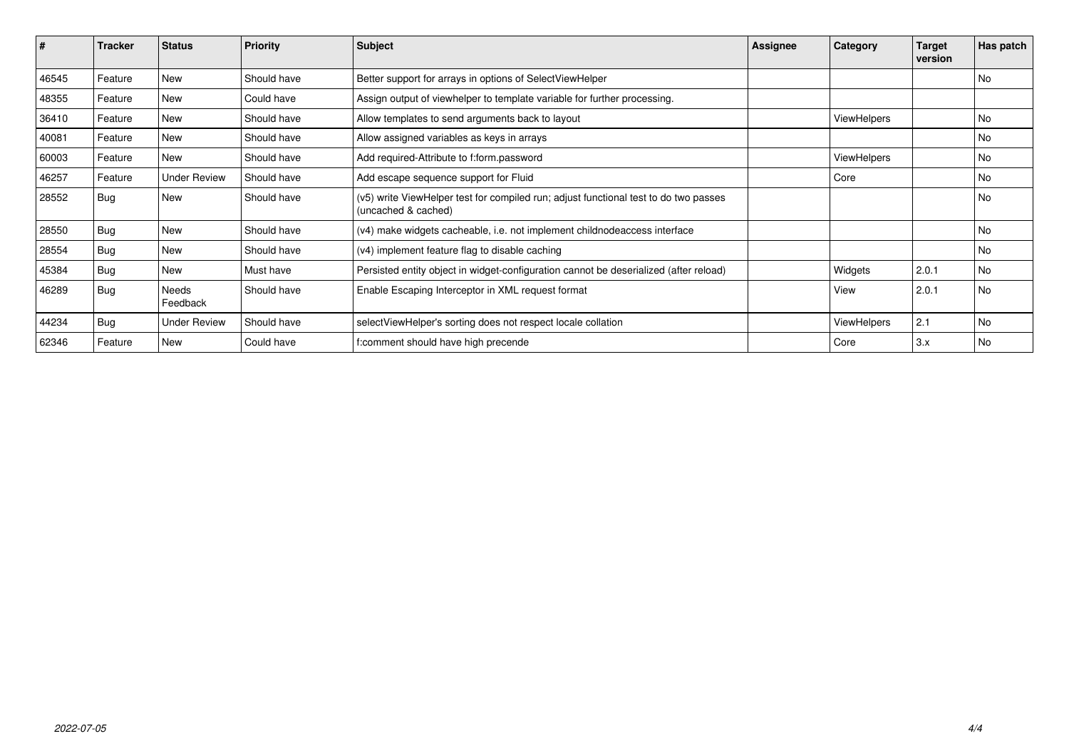| # | Tracker | Status | Priority | Subject | Assignee | Category | Target version | Has patch |
|---|---|---|---|---|---|---|---|---|
| 46545 | Feature | New | Should have | Better support for arrays in options of SelectViewHelper | | | | No |
| 48355 | Feature | New | Could have | Assign output of viewhelper to template variable for further processing. | | | | |
| 36410 | Feature | New | Should have | Allow templates to send arguments back to layout | | ViewHelpers | | No |
| 40081 | Feature | New | Should have | Allow assigned variables as keys in arrays | | | | No |
| 60003 | Feature | New | Should have | Add required-Attribute to f:form.password | | ViewHelpers | | No |
| 46257 | Feature | Under Review | Should have | Add escape sequence support for Fluid | | Core | | No |
| 28552 | Bug | New | Should have | (v5) write ViewHelper test for compiled run; adjust functional test to do two passes (uncached & cached) | | | | No |
| 28550 | Bug | New | Should have | (v4) make widgets cacheable, i.e. not implement childnodeaccess interface | | | | No |
| 28554 | Bug | New | Should have | (v4) implement feature flag to disable caching | | | | No |
| 45384 | Bug | New | Must have | Persisted entity object in widget-configuration cannot be deserialized (after reload) | | Widgets | 2.0.1 | No |
| 46289 | Bug | Needs Feedback | Should have | Enable Escaping Interceptor in XML request format | | View | 2.0.1 | No |
| 44234 | Bug | Under Review | Should have | selectViewHelper's sorting does not respect locale collation | | ViewHelpers | 2.1 | No |
| 62346 | Feature | New | Could have | f:comment should have high precende | | Core | 3.x | No |

*2022-07-05*